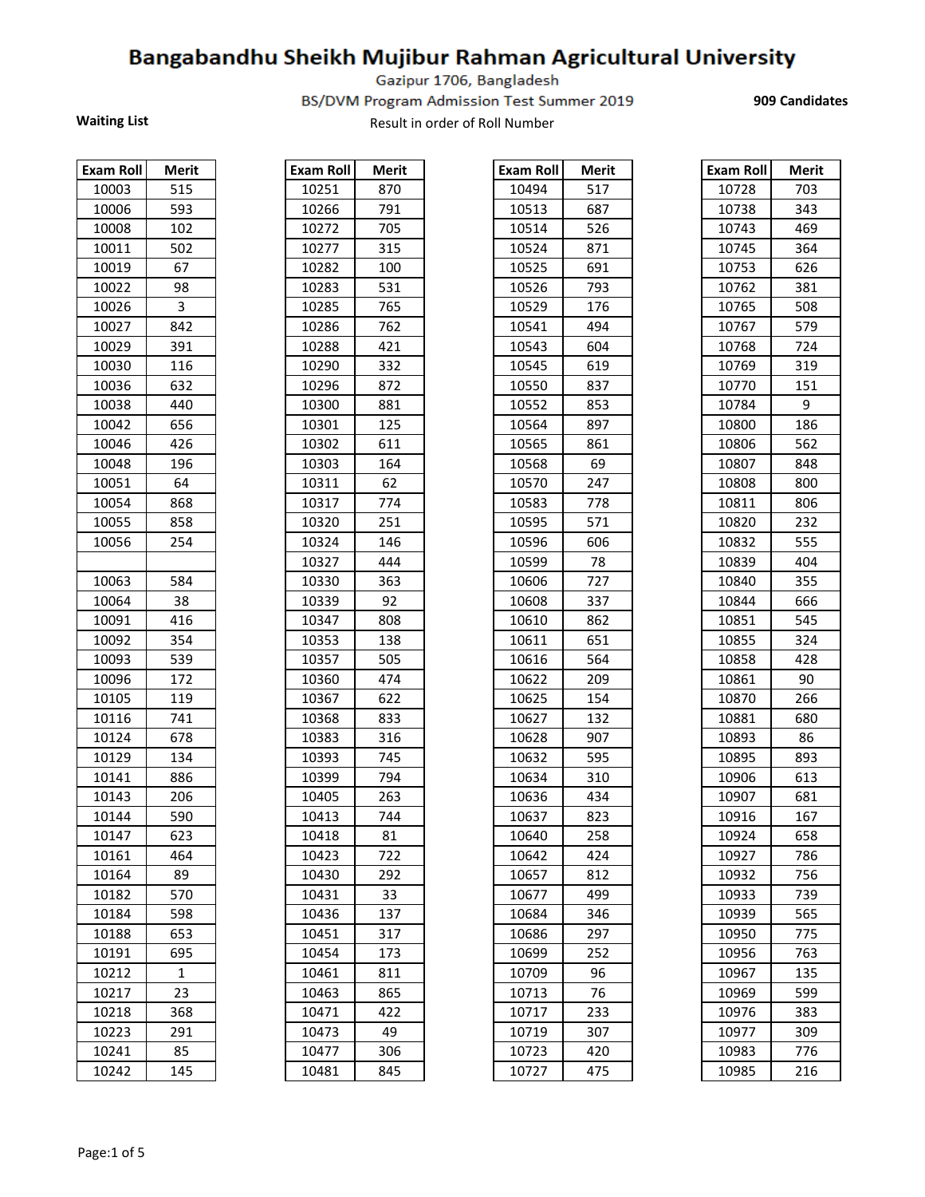# Bangabandhu Sheikh Mujibur Rahman Agricultural University

Gazipur 1706, Bangladesh

BS/DVM Program Admission Test Summer 2019

**909 Candidates**

**Waiting List**

Result in order of Roll Number

| Exam Roll | Merit |
|---|---|
| 10003 | 515 |
| 10006 | 593 |
| 10008 | 102 |
| 10011 | 502 |
| 10019 | 67 |
| 10022 | 98 |
| 10026 | 3 |
| 10027 | 842 |
| 10029 | 391 |
| 10030 | 116 |
| 10036 | 632 |
| 10038 | 440 |
| 10042 | 656 |
| 10046 | 426 |
| 10048 | 196 |
| 10051 | 64 |
| 10054 | 868 |
| 10055 | 858 |
| 10056 | 254 |
| | |
| 10063 | 584 |
| 10064 | 38 |
| 10091 | 416 |
| 10092 | 354 |
| 10093 | 539 |
| 10096 | 172 |
| 10105 | 119 |
| 10116 | 741 |
| 10124 | 678 |
| 10129 | 134 |
| 10141 | 886 |
| 10143 | 206 |
| 10144 | 590 |
| 10147 | 623 |
| 10161 | 464 |
| 10164 | 89 |
| 10182 | 570 |
| 10184 | 598 |
| 10188 | 653 |
| 10191 | 695 |
| 10212 | 1 |
| 10217 | 23 |
| 10218 | 368 |
| 10223 | 291 |
| 10241 | 85 |
| 10242 | 145 |

| Exam Roll | Merit |
|---|---|
| 10251 | 870 |
| 10266 | 791 |
| 10272 | 705 |
| 10277 | 315 |
| 10282 | 100 |
| 10283 | 531 |
| 10285 | 765 |
| 10286 | 762 |
| 10288 | 421 |
| 10290 | 332 |
| 10296 | 872 |
| 10300 | 881 |
| 10301 | 125 |
| 10302 | 611 |
| 10303 | 164 |
| 10311 | 62 |
| 10317 | 774 |
| 10320 | 251 |
| 10324 | 146 |
| 10327 | 444 |
| 10330 | 363 |
| 10339 | 92 |
| 10347 | 808 |
| 10353 | 138 |
| 10357 | 505 |
| 10360 | 474 |
| 10367 | 622 |
| 10368 | 833 |
| 10383 | 316 |
| 10393 | 745 |
| 10399 | 794 |
| 10405 | 263 |
| 10413 | 744 |
| 10418 | 81 |
| 10423 | 722 |
| 10430 | 292 |
| 10431 | 33 |
| 10436 | 137 |
| 10451 | 317 |
| 10454 | 173 |
| 10461 | 811 |
| 10463 | 865 |
| 10471 | 422 |
| 10473 | 49 |
| 10477 | 306 |
| 10481 | 845 |

| Exam Roll | Merit |
|---|---|
| 10494 | 517 |
| 10513 | 687 |
| 10514 | 526 |
| 10524 | 871 |
| 10525 | 691 |
| 10526 | 793 |
| 10529 | 176 |
| 10541 | 494 |
| 10543 | 604 |
| 10545 | 619 |
| 10550 | 837 |
| 10552 | 853 |
| 10564 | 897 |
| 10565 | 861 |
| 10568 | 69 |
| 10570 | 247 |
| 10583 | 778 |
| 10595 | 571 |
| 10596 | 606 |
| 10599 | 78 |
| 10606 | 727 |
| 10608 | 337 |
| 10610 | 862 |
| 10611 | 651 |
| 10616 | 564 |
| 10622 | 209 |
| 10625 | 154 |
| 10627 | 132 |
| 10628 | 907 |
| 10632 | 595 |
| 10634 | 310 |
| 10636 | 434 |
| 10637 | 823 |
| 10640 | 258 |
| 10642 | 424 |
| 10657 | 812 |
| 10677 | 499 |
| 10684 | 346 |
| 10686 | 297 |
| 10699 | 252 |
| 10709 | 96 |
| 10713 | 76 |
| 10717 | 233 |
| 10719 | 307 |
| 10723 | 420 |
| 10727 | 475 |

| Exam Roll | Merit |
|---|---|
| 10728 | 703 |
| 10738 | 343 |
| 10743 | 469 |
| 10745 | 364 |
| 10753 | 626 |
| 10762 | 381 |
| 10765 | 508 |
| 10767 | 579 |
| 10768 | 724 |
| 10769 | 319 |
| 10770 | 151 |
| 10784 | 9 |
| 10800 | 186 |
| 10806 | 562 |
| 10807 | 848 |
| 10808 | 800 |
| 10811 | 806 |
| 10820 | 232 |
| 10832 | 555 |
| 10839 | 404 |
| 10840 | 355 |
| 10844 | 666 |
| 10851 | 545 |
| 10855 | 324 |
| 10858 | 428 |
| 10861 | 90 |
| 10870 | 266 |
| 10881 | 680 |
| 10893 | 86 |
| 10895 | 893 |
| 10906 | 613 |
| 10907 | 681 |
| 10916 | 167 |
| 10924 | 658 |
| 10927 | 786 |
| 10932 | 756 |
| 10933 | 739 |
| 10939 | 565 |
| 10950 | 775 |
| 10956 | 763 |
| 10967 | 135 |
| 10969 | 599 |
| 10976 | 383 |
| 10977 | 309 |
| 10983 | 776 |
| 10985 | 216 |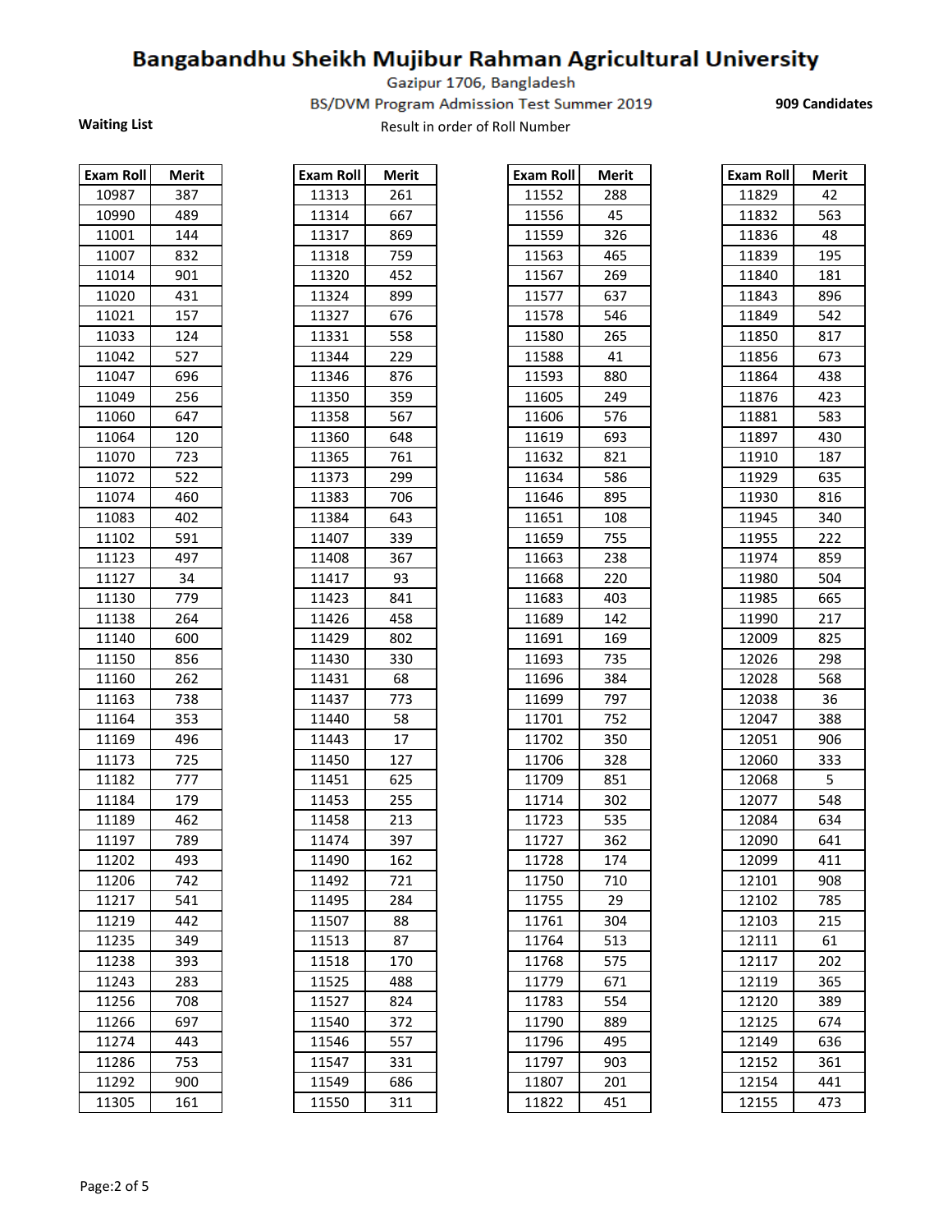# Bangabandhu Sheikh Mujibur Rahman Agricultural University

Gazipur 1706, Bangladesh

BS/DVM Program Admission Test Summer 2019

**909 Candidates**

**Waiting List**

Result in order of Roll Number

| Exam Roll | Merit |
|---|---|
| 10987 | 387 |
| 10990 | 489 |
| 11001 | 144 |
| 11007 | 832 |
| 11014 | 901 |
| 11020 | 431 |
| 11021 | 157 |
| 11033 | 124 |
| 11042 | 527 |
| 11047 | 696 |
| 11049 | 256 |
| 11060 | 647 |
| 11064 | 120 |
| 11070 | 723 |
| 11072 | 522 |
| 11074 | 460 |
| 11083 | 402 |
| 11102 | 591 |
| 11123 | 497 |
| 11127 | 34 |
| 11130 | 779 |
| 11138 | 264 |
| 11140 | 600 |
| 11150 | 856 |
| 11160 | 262 |
| 11163 | 738 |
| 11164 | 353 |
| 11169 | 496 |
| 11173 | 725 |
| 11182 | 777 |
| 11184 | 179 |
| 11189 | 462 |
| 11197 | 789 |
| 11202 | 493 |
| 11206 | 742 |
| 11217 | 541 |
| 11219 | 442 |
| 11235 | 349 |
| 11238 | 393 |
| 11243 | 283 |
| 11256 | 708 |
| 11266 | 697 |
| 11274 | 443 |
| 11286 | 753 |
| 11292 | 900 |
| 11305 | 161 |
| 11313 | 261 |
| 11314 | 667 |
| 11317 | 869 |
| 11318 | 759 |
| 11320 | 452 |
| 11324 | 899 |
| 11327 | 676 |
| 11331 | 558 |
| 11344 | 229 |
| 11346 | 876 |
| 11350 | 359 |
| 11358 | 567 |
| 11360 | 648 |
| 11365 | 761 |
| 11373 | 299 |
| 11383 | 706 |
| 11384 | 643 |
| 11407 | 339 |
| 11408 | 367 |
| 11417 | 93 |
| 11423 | 841 |
| 11426 | 458 |
| 11429 | 802 |
| 11430 | 330 |
| 11431 | 68 |
| 11437 | 773 |
| 11440 | 58 |
| 11443 | 17 |
| 11450 | 127 |
| 11451 | 625 |
| 11453 | 255 |
| 11458 | 213 |
| 11474 | 397 |
| 11490 | 162 |
| 11492 | 721 |
| 11495 | 284 |
| 11507 | 88 |
| 11513 | 87 |
| 11518 | 170 |
| 11525 | 488 |
| 11527 | 824 |
| 11540 | 372 |
| 11546 | 557 |
| 11547 | 331 |
| 11549 | 686 |
| 11550 | 311 |
| 11552 | 288 |
| 11556 | 45 |
| 11559 | 326 |
| 11563 | 465 |
| 11567 | 269 |
| 11577 | 637 |
| 11578 | 546 |
| 11580 | 265 |
| 11588 | 41 |
| 11593 | 880 |
| 11605 | 249 |
| 11606 | 576 |
| 11619 | 693 |
| 11632 | 821 |
| 11634 | 586 |
| 11646 | 895 |
| 11651 | 108 |
| 11659 | 755 |
| 11663 | 238 |
| 11668 | 220 |
| 11683 | 403 |
| 11689 | 142 |
| 11691 | 169 |
| 11693 | 735 |
| 11696 | 384 |
| 11699 | 797 |
| 11701 | 752 |
| 11702 | 350 |
| 11706 | 328 |
| 11709 | 851 |
| 11714 | 302 |
| 11723 | 535 |
| 11727 | 362 |
| 11728 | 174 |
| 11750 | 710 |
| 11755 | 29 |
| 11761 | 304 |
| 11764 | 513 |
| 11768 | 575 |
| 11779 | 671 |
| 11783 | 554 |
| 11790 | 889 |
| 11796 | 495 |
| 11797 | 903 |
| 11807 | 201 |
| 11822 | 451 |
| 11829 | 42 |
| 11832 | 563 |
| 11836 | 48 |
| 11839 | 195 |
| 11840 | 181 |
| 11843 | 896 |
| 11849 | 542 |
| 11850 | 817 |
| 11856 | 673 |
| 11864 | 438 |
| 11876 | 423 |
| 11881 | 583 |
| 11897 | 430 |
| 11910 | 187 |
| 11929 | 635 |
| 11930 | 816 |
| 11945 | 340 |
| 11955 | 222 |
| 11974 | 859 |
| 11980 | 504 |
| 11985 | 665 |
| 11990 | 217 |
| 12009 | 825 |
| 12026 | 298 |
| 12028 | 568 |
| 12038 | 36 |
| 12047 | 388 |
| 12051 | 906 |
| 12060 | 333 |
| 12068 | 5 |
| 12077 | 548 |
| 12084 | 634 |
| 12090 | 641 |
| 12099 | 411 |
| 12101 | 908 |
| 12102 | 785 |
| 12103 | 215 |
| 12111 | 61 |
| 12117 | 202 |
| 12119 | 365 |
| 12120 | 389 |
| 12125 | 674 |
| 12149 | 636 |
| 12152 | 361 |
| 12154 | 441 |
| 12155 | 473 |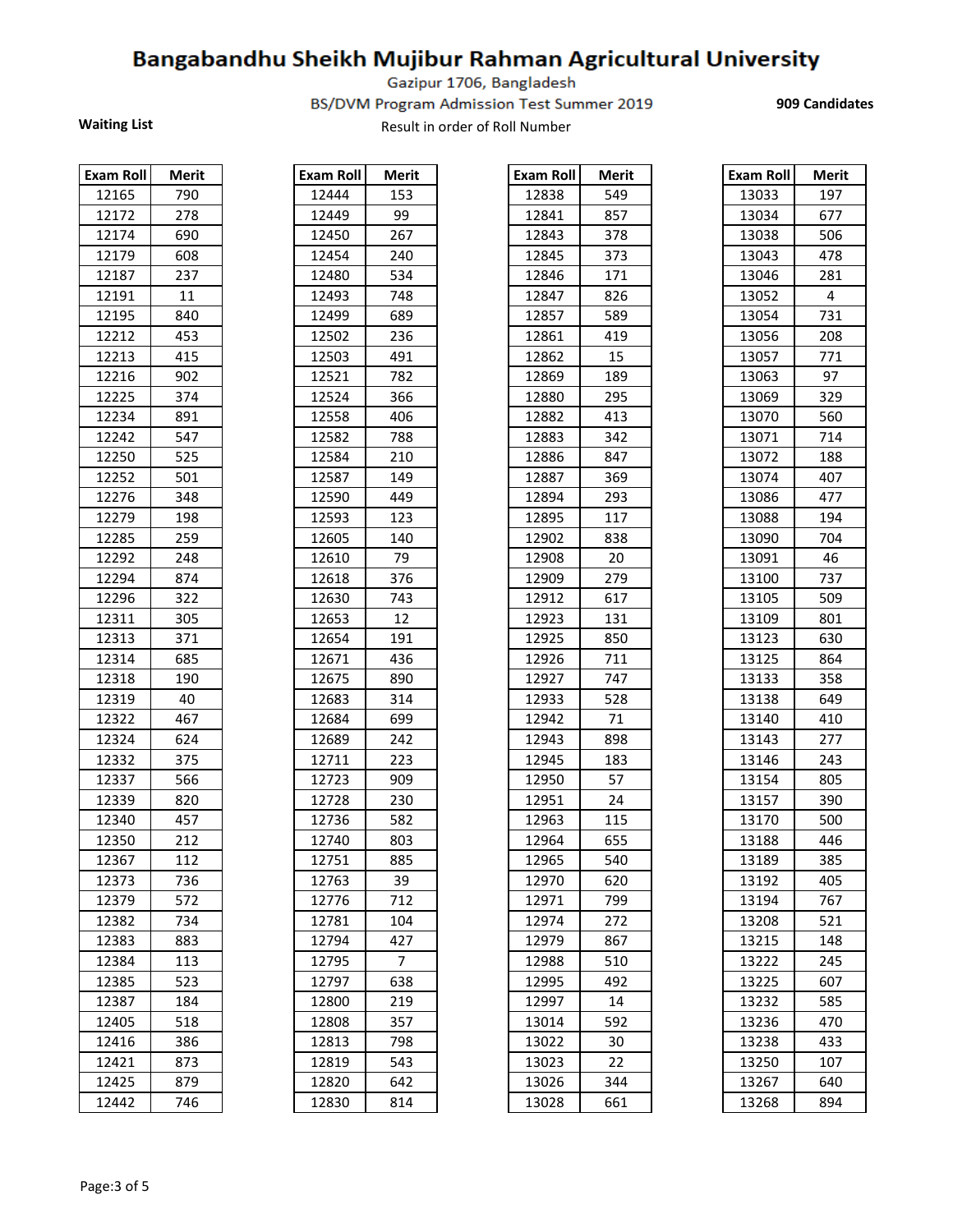# Bangabandhu Sheikh Mujibur Rahman Agricultural University

Gazipur 1706, Bangladesh

BS/DVM Program Admission Test Summer 2019

**909 Candidates**

**Waiting List**

Result in order of Roll Number

| Exam Roll | Merit |
|---|---|
| 12165 | 790 |
| 12172 | 278 |
| 12174 | 690 |
| 12179 | 608 |
| 12187 | 237 |
| 12191 | 11 |
| 12195 | 840 |
| 12212 | 453 |
| 12213 | 415 |
| 12216 | 902 |
| 12225 | 374 |
| 12234 | 891 |
| 12242 | 547 |
| 12250 | 525 |
| 12252 | 501 |
| 12276 | 348 |
| 12279 | 198 |
| 12285 | 259 |
| 12292 | 248 |
| 12294 | 874 |
| 12296 | 322 |
| 12311 | 305 |
| 12313 | 371 |
| 12314 | 685 |
| 12318 | 190 |
| 12319 | 40 |
| 12322 | 467 |
| 12324 | 624 |
| 12332 | 375 |
| 12337 | 566 |
| 12339 | 820 |
| 12340 | 457 |
| 12350 | 212 |
| 12367 | 112 |
| 12373 | 736 |
| 12379 | 572 |
| 12382 | 734 |
| 12383 | 883 |
| 12384 | 113 |
| 12385 | 523 |
| 12387 | 184 |
| 12405 | 518 |
| 12416 | 386 |
| 12421 | 873 |
| 12425 | 879 |
| 12442 | 746 |

| Exam Roll | Merit |
|---|---|
| 12444 | 153 |
| 12449 | 99 |
| 12450 | 267 |
| 12454 | 240 |
| 12480 | 534 |
| 12493 | 748 |
| 12499 | 689 |
| 12502 | 236 |
| 12503 | 491 |
| 12521 | 782 |
| 12524 | 366 |
| 12558 | 406 |
| 12582 | 788 |
| 12584 | 210 |
| 12587 | 149 |
| 12590 | 449 |
| 12593 | 123 |
| 12605 | 140 |
| 12610 | 79 |
| 12618 | 376 |
| 12630 | 743 |
| 12653 | 12 |
| 12654 | 191 |
| 12671 | 436 |
| 12675 | 890 |
| 12683 | 314 |
| 12684 | 699 |
| 12689 | 242 |
| 12711 | 223 |
| 12723 | 909 |
| 12728 | 230 |
| 12736 | 582 |
| 12740 | 803 |
| 12751 | 885 |
| 12763 | 39 |
| 12776 | 712 |
| 12781 | 104 |
| 12794 | 427 |
| 12795 | 7 |
| 12797 | 638 |
| 12800 | 219 |
| 12808 | 357 |
| 12813 | 798 |
| 12819 | 543 |
| 12820 | 642 |
| 12830 | 814 |

| Exam Roll | Merit |
|---|---|
| 12838 | 549 |
| 12841 | 857 |
| 12843 | 378 |
| 12845 | 373 |
| 12846 | 171 |
| 12847 | 826 |
| 12857 | 589 |
| 12861 | 419 |
| 12862 | 15 |
| 12869 | 189 |
| 12880 | 295 |
| 12882 | 413 |
| 12883 | 342 |
| 12886 | 847 |
| 12887 | 369 |
| 12894 | 293 |
| 12895 | 117 |
| 12902 | 838 |
| 12908 | 20 |
| 12909 | 279 |
| 12912 | 617 |
| 12923 | 131 |
| 12925 | 850 |
| 12926 | 711 |
| 12927 | 747 |
| 12933 | 528 |
| 12942 | 71 |
| 12943 | 898 |
| 12945 | 183 |
| 12950 | 57 |
| 12951 | 24 |
| 12963 | 115 |
| 12964 | 655 |
| 12965 | 540 |
| 12970 | 620 |
| 12971 | 799 |
| 12974 | 272 |
| 12979 | 867 |
| 12988 | 510 |
| 12995 | 492 |
| 12997 | 14 |
| 13014 | 592 |
| 13022 | 30 |
| 13023 | 22 |
| 13026 | 344 |
| 13028 | 661 |

| Exam Roll | Merit |
|---|---|
| 13033 | 197 |
| 13034 | 677 |
| 13038 | 506 |
| 13043 | 478 |
| 13046 | 281 |
| 13052 | 4 |
| 13054 | 731 |
| 13056 | 208 |
| 13057 | 771 |
| 13063 | 97 |
| 13069 | 329 |
| 13070 | 560 |
| 13071 | 714 |
| 13072 | 188 |
| 13074 | 407 |
| 13086 | 477 |
| 13088 | 194 |
| 13090 | 704 |
| 13091 | 46 |
| 13100 | 737 |
| 13105 | 509 |
| 13109 | 801 |
| 13123 | 630 |
| 13125 | 864 |
| 13133 | 358 |
| 13138 | 649 |
| 13140 | 410 |
| 13143 | 277 |
| 13146 | 243 |
| 13154 | 805 |
| 13157 | 390 |
| 13170 | 500 |
| 13188 | 446 |
| 13189 | 385 |
| 13192 | 405 |
| 13194 | 767 |
| 13208 | 521 |
| 13215 | 148 |
| 13222 | 245 |
| 13225 | 607 |
| 13232 | 585 |
| 13236 | 470 |
| 13238 | 433 |
| 13250 | 107 |
| 13267 | 640 |
| 13268 | 894 |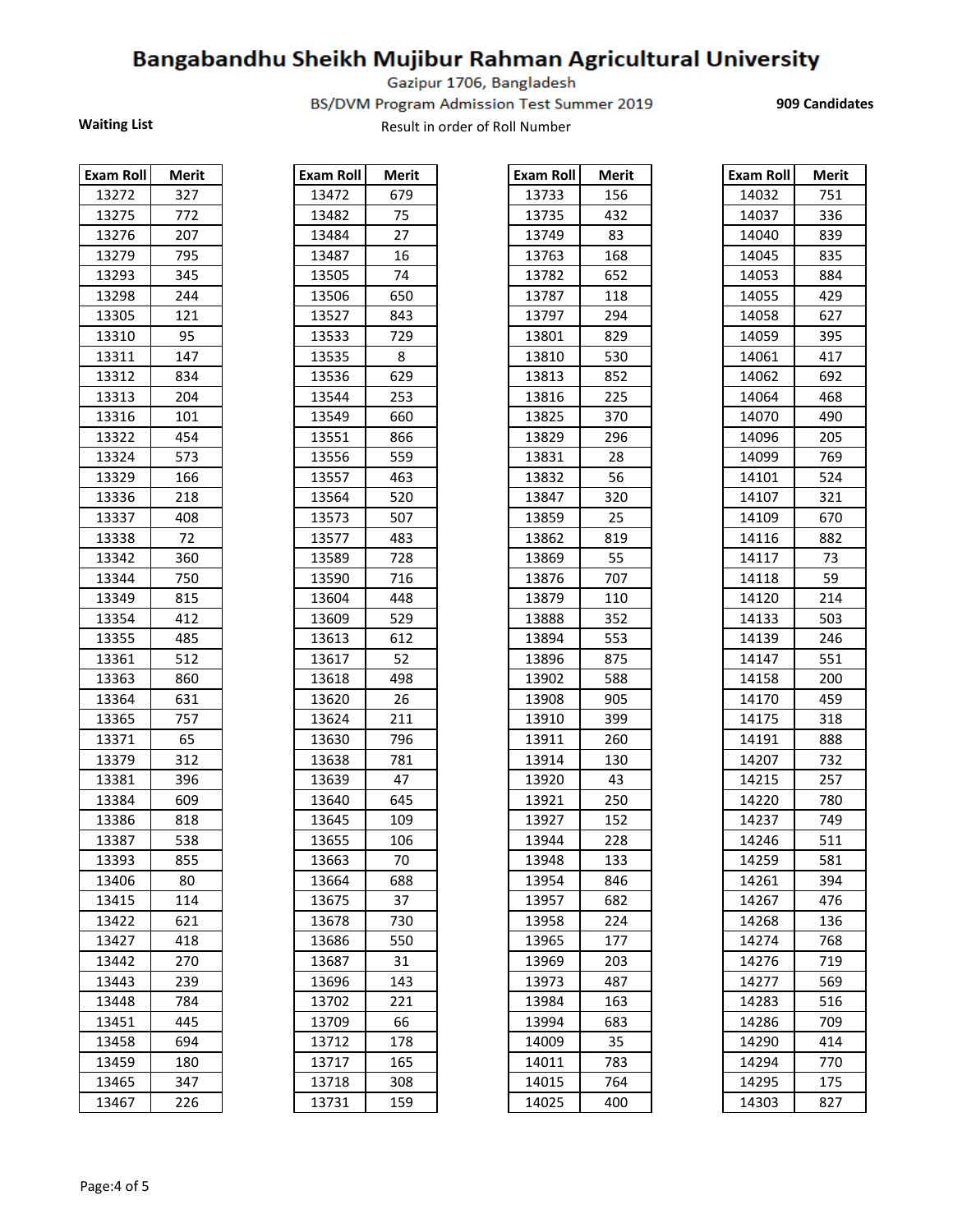# Bangabandhu Sheikh Mujibur Rahman Agricultural University

Gazipur 1706, Bangladesh

BS/DVM Program Admission Test Summer 2019

**909 Candidates**

**Waiting List**

Result in order of Roll Number

| Exam Roll | Merit |
|---|---|
| 13272 | 327 |
| 13275 | 772 |
| 13276 | 207 |
| 13279 | 795 |
| 13293 | 345 |
| 13298 | 244 |
| 13305 | 121 |
| 13310 | 95 |
| 13311 | 147 |
| 13312 | 834 |
| 13313 | 204 |
| 13316 | 101 |
| 13322 | 454 |
| 13324 | 573 |
| 13329 | 166 |
| 13336 | 218 |
| 13337 | 408 |
| 13338 | 72 |
| 13342 | 360 |
| 13344 | 750 |
| 13349 | 815 |
| 13354 | 412 |
| 13355 | 485 |
| 13361 | 512 |
| 13363 | 860 |
| 13364 | 631 |
| 13365 | 757 |
| 13371 | 65 |
| 13379 | 312 |
| 13381 | 396 |
| 13384 | 609 |
| 13386 | 818 |
| 13387 | 538 |
| 13393 | 855 |
| 13406 | 80 |
| 13415 | 114 |
| 13422 | 621 |
| 13427 | 418 |
| 13442 | 270 |
| 13443 | 239 |
| 13448 | 784 |
| 13451 | 445 |
| 13458 | 694 |
| 13459 | 180 |
| 13465 | 347 |
| 13467 | 226 |
| 13472 | 679 |
| 13482 | 75 |
| 13484 | 27 |
| 13487 | 16 |
| 13505 | 74 |
| 13506 | 650 |
| 13527 | 843 |
| 13533 | 729 |
| 13535 | 8 |
| 13536 | 629 |
| 13544 | 253 |
| 13549 | 660 |
| 13551 | 866 |
| 13556 | 559 |
| 13557 | 463 |
| 13564 | 520 |
| 13573 | 507 |
| 13577 | 483 |
| 13589 | 728 |
| 13590 | 716 |
| 13604 | 448 |
| 13609 | 529 |
| 13613 | 612 |
| 13617 | 52 |
| 13618 | 498 |
| 13620 | 26 |
| 13624 | 211 |
| 13630 | 796 |
| 13638 | 781 |
| 13639 | 47 |
| 13640 | 645 |
| 13645 | 109 |
| 13655 | 106 |
| 13663 | 70 |
| 13664 | 688 |
| 13675 | 37 |
| 13678 | 730 |
| 13686 | 550 |
| 13687 | 31 |
| 13696 | 143 |
| 13702 | 221 |
| 13709 | 66 |
| 13712 | 178 |
| 13717 | 165 |
| 13718 | 308 |
| 13731 | 159 |
| 13733 | 156 |
| 13735 | 432 |
| 13749 | 83 |
| 13763 | 168 |
| 13782 | 652 |
| 13787 | 118 |
| 13797 | 294 |
| 13801 | 829 |
| 13810 | 530 |
| 13813 | 852 |
| 13816 | 225 |
| 13825 | 370 |
| 13829 | 296 |
| 13831 | 28 |
| 13832 | 56 |
| 13847 | 320 |
| 13859 | 25 |
| 13862 | 819 |
| 13869 | 55 |
| 13876 | 707 |
| 13879 | 110 |
| 13888 | 352 |
| 13894 | 553 |
| 13896 | 875 |
| 13902 | 588 |
| 13908 | 905 |
| 13910 | 399 |
| 13911 | 260 |
| 13914 | 130 |
| 13920 | 43 |
| 13921 | 250 |
| 13927 | 152 |
| 13944 | 228 |
| 13948 | 133 |
| 13954 | 846 |
| 13957 | 682 |
| 13958 | 224 |
| 13965 | 177 |
| 13969 | 203 |
| 13973 | 487 |
| 13984 | 163 |
| 13994 | 683 |
| 14009 | 35 |
| 14011 | 783 |
| 14015 | 764 |
| 14025 | 400 |
| 14032 | 751 |
| 14037 | 336 |
| 14040 | 839 |
| 14045 | 835 |
| 14053 | 884 |
| 14055 | 429 |
| 14058 | 627 |
| 14059 | 395 |
| 14061 | 417 |
| 14062 | 692 |
| 14064 | 468 |
| 14070 | 490 |
| 14096 | 205 |
| 14099 | 769 |
| 14101 | 524 |
| 14107 | 321 |
| 14109 | 670 |
| 14116 | 882 |
| 14117 | 73 |
| 14118 | 59 |
| 14120 | 214 |
| 14133 | 503 |
| 14139 | 246 |
| 14147 | 551 |
| 14158 | 200 |
| 14170 | 459 |
| 14175 | 318 |
| 14191 | 888 |
| 14207 | 732 |
| 14215 | 257 |
| 14220 | 780 |
| 14237 | 749 |
| 14246 | 511 |
| 14259 | 581 |
| 14261 | 394 |
| 14267 | 476 |
| 14268 | 136 |
| 14274 | 768 |
| 14276 | 719 |
| 14277 | 569 |
| 14283 | 516 |
| 14286 | 709 |
| 14290 | 414 |
| 14294 | 770 |
| 14295 | 175 |
| 14303 | 827 |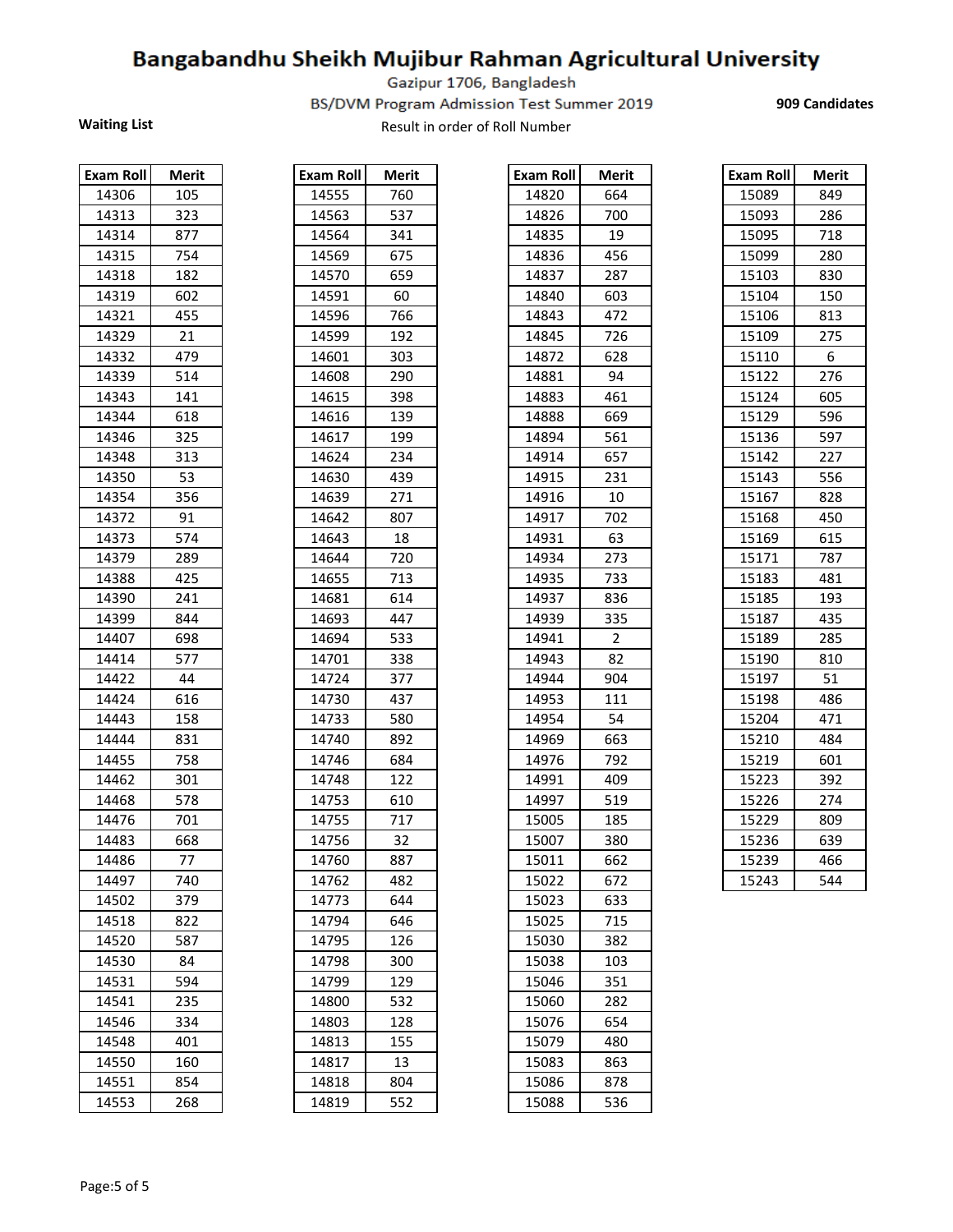# Bangabandhu Sheikh Mujibur Rahman Agricultural University

Gazipur 1706, Bangladesh

BS/DVM Program Admission Test Summer 2019

**909 Candidates**

**Waiting List**

Result in order of Roll Number

| Exam Roll | Merit |
|---|---|
| 14306 | 105 |
| 14313 | 323 |
| 14314 | 877 |
| 14315 | 754 |
| 14318 | 182 |
| 14319 | 602 |
| 14321 | 455 |
| 14329 | 21 |
| 14332 | 479 |
| 14339 | 514 |
| 14343 | 141 |
| 14344 | 618 |
| 14346 | 325 |
| 14348 | 313 |
| 14350 | 53 |
| 14354 | 356 |
| 14372 | 91 |
| 14373 | 574 |
| 14379 | 289 |
| 14388 | 425 |
| 14390 | 241 |
| 14399 | 844 |
| 14407 | 698 |
| 14414 | 577 |
| 14422 | 44 |
| 14424 | 616 |
| 14443 | 158 |
| 14444 | 831 |
| 14455 | 758 |
| 14462 | 301 |
| 14468 | 578 |
| 14476 | 701 |
| 14483 | 668 |
| 14486 | 77 |
| 14497 | 740 |
| 14502 | 379 |
| 14518 | 822 |
| 14520 | 587 |
| 14530 | 84 |
| 14531 | 594 |
| 14541 | 235 |
| 14546 | 334 |
| 14548 | 401 |
| 14550 | 160 |
| 14551 | 854 |
| 14553 | 268 |
| 14555 | 760 |
| 14563 | 537 |
| 14564 | 341 |
| 14569 | 675 |
| 14570 | 659 |
| 14591 | 60 |
| 14596 | 766 |
| 14599 | 192 |
| 14601 | 303 |
| 14608 | 290 |
| 14615 | 398 |
| 14616 | 139 |
| 14617 | 199 |
| 14624 | 234 |
| 14630 | 439 |
| 14639 | 271 |
| 14642 | 807 |
| 14643 | 18 |
| 14644 | 720 |
| 14655 | 713 |
| 14681 | 614 |
| 14693 | 447 |
| 14694 | 533 |
| 14701 | 338 |
| 14724 | 377 |
| 14730 | 437 |
| 14733 | 580 |
| 14740 | 892 |
| 14746 | 684 |
| 14748 | 122 |
| 14753 | 610 |
| 14755 | 717 |
| 14756 | 32 |
| 14760 | 887 |
| 14762 | 482 |
| 14773 | 644 |
| 14794 | 646 |
| 14795 | 126 |
| 14798 | 300 |
| 14799 | 129 |
| 14800 | 532 |
| 14803 | 128 |
| 14813 | 155 |
| 14817 | 13 |
| 14818 | 804 |
| 14819 | 552 |
| 14820 | 664 |
| 14826 | 700 |
| 14835 | 19 |
| 14836 | 456 |
| 14837 | 287 |
| 14840 | 603 |
| 14843 | 472 |
| 14845 | 726 |
| 14872 | 628 |
| 14881 | 94 |
| 14883 | 461 |
| 14888 | 669 |
| 14894 | 561 |
| 14914 | 657 |
| 14915 | 231 |
| 14916 | 10 |
| 14917 | 702 |
| 14931 | 63 |
| 14934 | 273 |
| 14935 | 733 |
| 14937 | 836 |
| 14939 | 335 |
| 14941 | 2 |
| 14943 | 82 |
| 14944 | 904 |
| 14953 | 111 |
| 14954 | 54 |
| 14969 | 663 |
| 14976 | 792 |
| 14991 | 409 |
| 14997 | 519 |
| 15005 | 185 |
| 15007 | 380 |
| 15011 | 662 |
| 15022 | 672 |
| 15023 | 633 |
| 15025 | 715 |
| 15030 | 382 |
| 15038 | 103 |
| 15046 | 351 |
| 15060 | 282 |
| 15076 | 654 |
| 15079 | 480 |
| 15083 | 863 |
| 15086 | 878 |
| 15088 | 536 |
| 15089 | 849 |
| 15093 | 286 |
| 15095 | 718 |
| 15099 | 280 |
| 15103 | 830 |
| 15104 | 150 |
| 15106 | 813 |
| 15109 | 275 |
| 15110 | 6 |
| 15122 | 276 |
| 15124 | 605 |
| 15129 | 596 |
| 15136 | 597 |
| 15142 | 227 |
| 15143 | 556 |
| 15167 | 828 |
| 15168 | 450 |
| 15169 | 615 |
| 15171 | 787 |
| 15183 | 481 |
| 15185 | 193 |
| 15187 | 435 |
| 15189 | 285 |
| 15190 | 810 |
| 15197 | 51 |
| 15198 | 486 |
| 15204 | 471 |
| 15210 | 484 |
| 15219 | 601 |
| 15223 | 392 |
| 15226 | 274 |
| 15229 | 809 |
| 15236 | 639 |
| 15239 | 466 |
| 15243 | 544 |